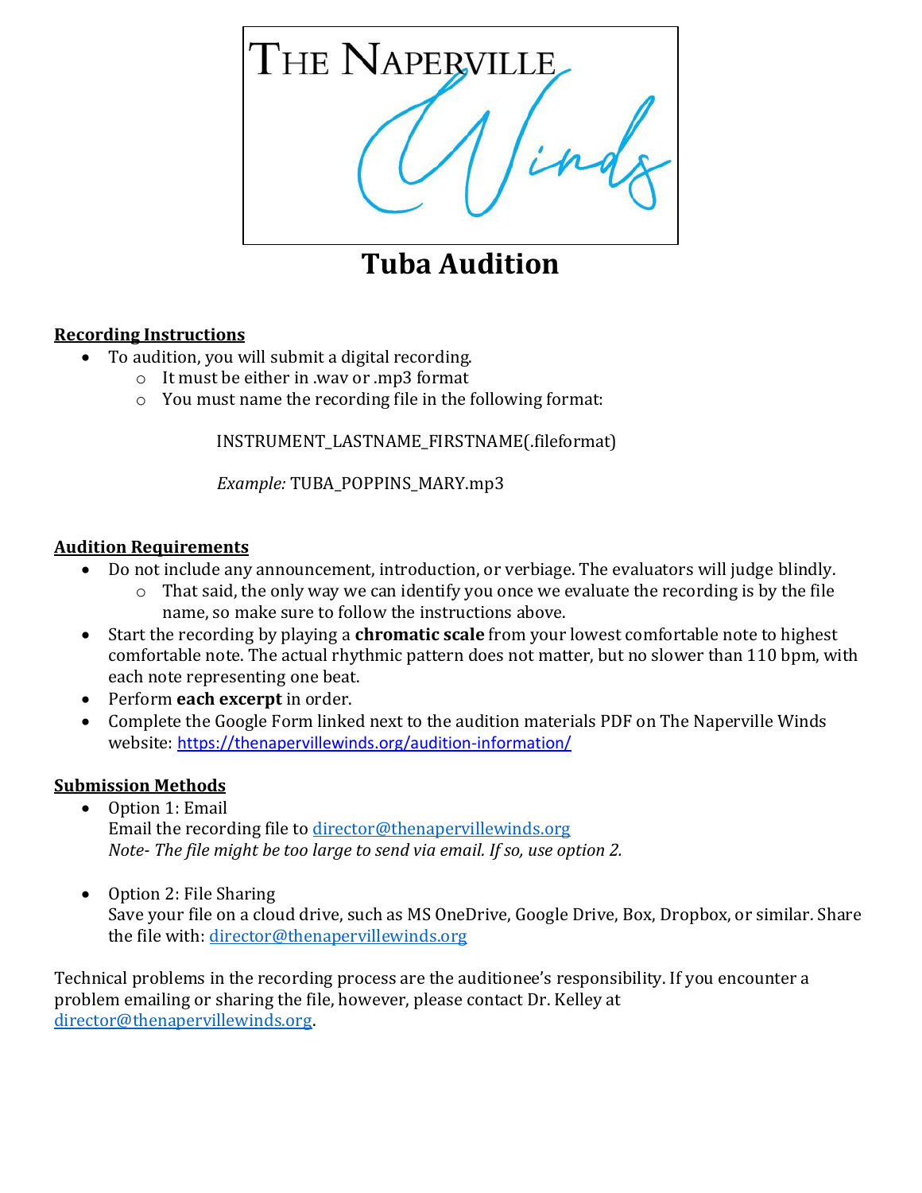THE NAPERVILLE Winds

# Tuba Audition

**Recording Instructions**

- To audition, you will submit a digital recording.
  - It must be either in .wav or .mp3 format
  - You must name the recording file in the following format:

INSTRUMENT_LASTNAME_FIRSTNAME(.fileformat)

*Example:* TUBA_POPPINS_MARY.mp3

**Audition Requirements**

- Do not include any announcement, introduction, or verbiage. The evaluators will judge blindly.
  - That said, the only way we can identify you once we evaluate the recording is by the file name, so make sure to follow the instructions above.
- Start the recording by playing a **chromatic scale** from your lowest comfortable note to highest comfortable note. The actual rhythmic pattern does not matter, but no slower than 110 bpm, with each note representing one beat.
- Perform **each excerpt** in order.
- Complete the Google Form linked next to the audition materials PDF on The Naperville Winds website: https://thenapervillewinds.org/audition-information/

**Submission Methods**

- Option 1: Email
  Email the recording file to director@thenapervillewinds.org
  *Note- The file might be too large to send via email. If so, use option 2.*

- Option 2: File Sharing
  Save your file on a cloud drive, such as MS OneDrive, Google Drive, Box, Dropbox, or similar. Share the file with: director@thenapervillewinds.org

Technical problems in the recording process are the auditionee's responsibility. If you encounter a problem emailing or sharing the file, however, please contact Dr. Kelley at director@thenapervillewinds.org.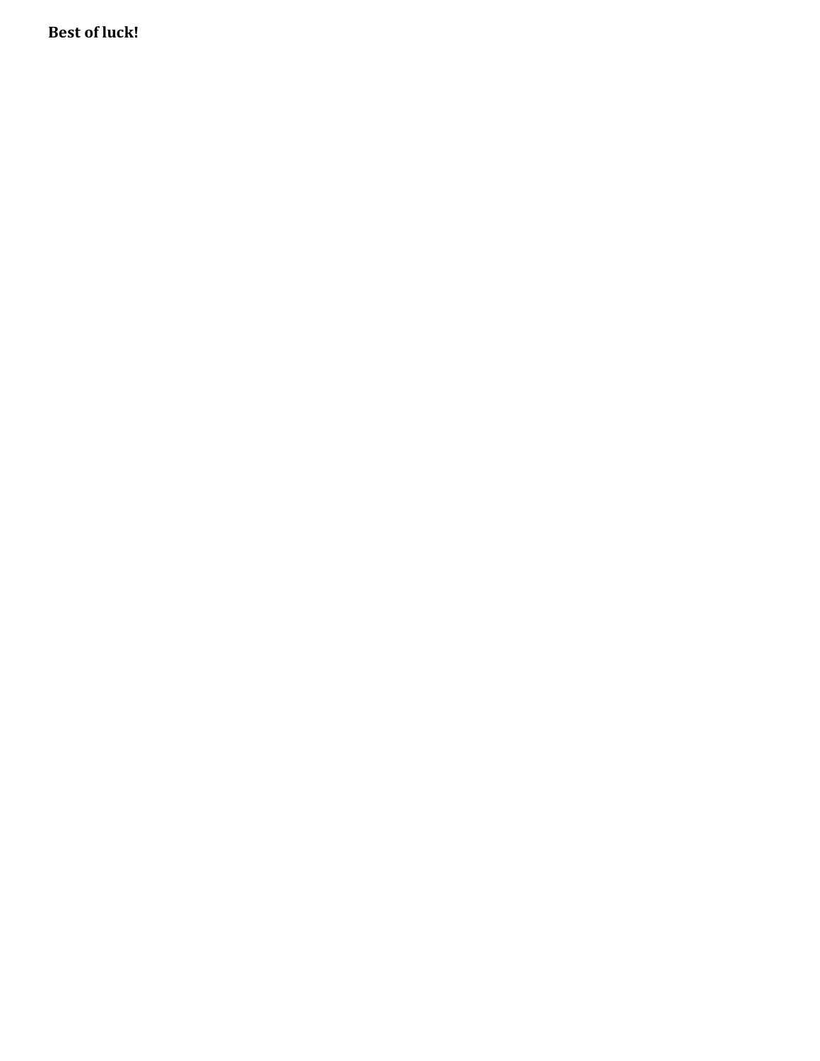**Best of luck!**